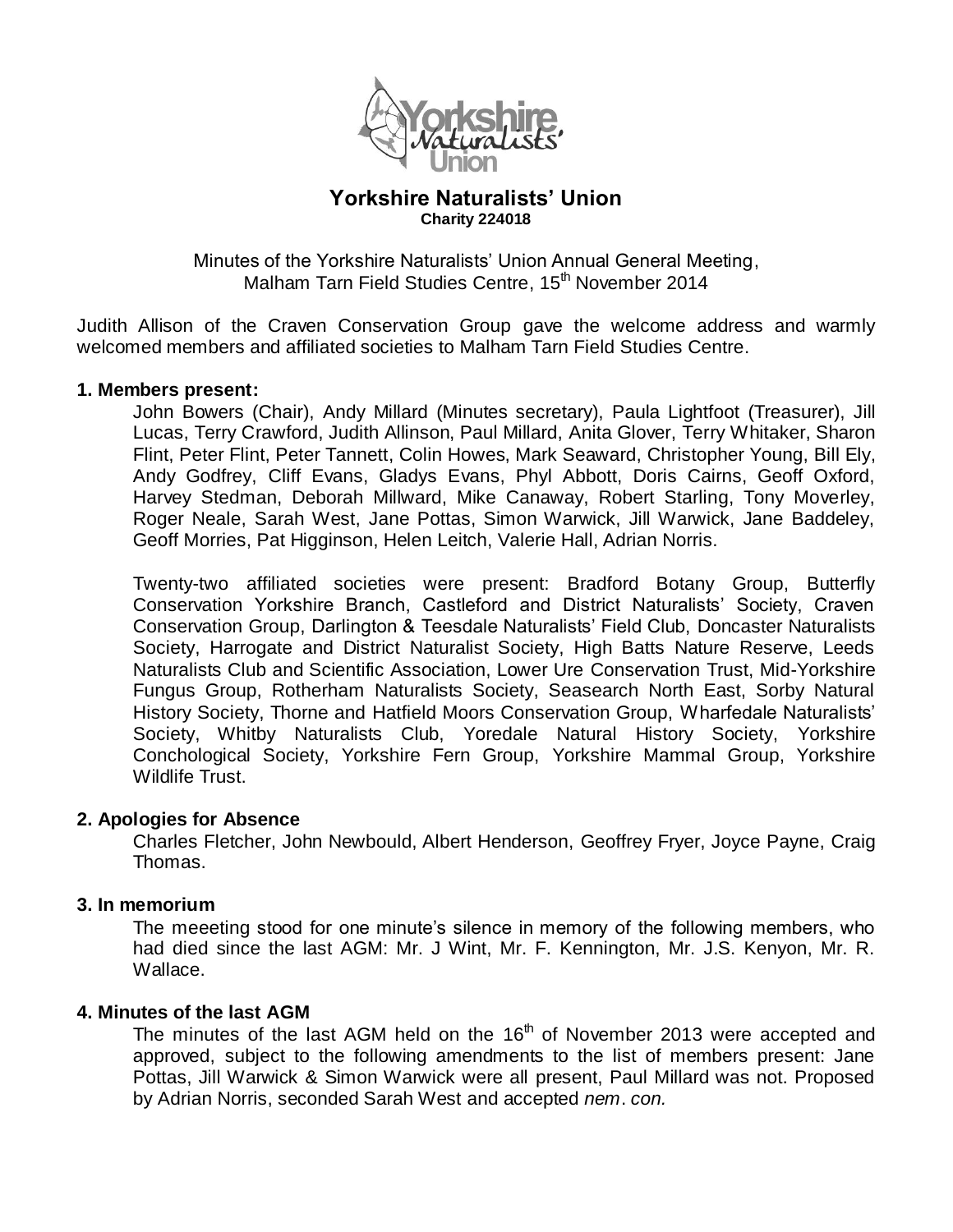# Yorkshire Naturalists' Union

**Charity 224018**

Minutes of the Yorkshire Naturalists' Union Annual General Meeting, Malham Tarn Field Studies Centre, 15th November 2014

Judith Allison of the Craven Conservation Group gave the welcome address and warmly welcomed members and affiliated societies to Malham Tarn Field Studies Centre.

## 1. Members present:

John Bowers (Chair), Andy Millard (Minutes secretary), Paula Lightfoot (Treasurer), Jill Lucas, Terry Crawford, Judith Allinson, Paul Millard, Anita Glover, Terry Whitaker, Sharon Flint, Peter Flint, Peter Tannett, Colin Howes, Mark Seaward, Christopher Young, Bill Ely, Andy Godfrey, Cliff Evans, Gladys Evans, Phyl Abbott, Doris Cairns, Geoff Oxford, Harvey Stedman, Deborah Millward, Mike Canaway, Robert Starling, Tony Moverley, Roger Neale, Sarah West, Jane Pottas, Simon Warwick, Jill Warwick, Jane Baddeley, Geoff Morries, Pat Higginson, Helen Leitch, Valerie Hall, Adrian Norris.

Twenty-two affiliated societies were present: Bradford Botany Group, Butterfly Conservation Yorkshire Branch, Castleford and District Naturalists' Society, Craven Conservation Group, Darlington & Teesdale Naturalists' Field Club, Doncaster Naturalists Society, Harrogate and District Naturalist Society, High Batts Nature Reserve, Leeds Naturalists Club and Scientific Association, Lower Ure Conservation Trust, Mid-Yorkshire Fungus Group, Rotherham Naturalists Society, Seasearch North East, Sorby Natural History Society, Thorne and Hatfield Moors Conservation Group, Wharfedale Naturalists' Society, Whitby Naturalists Club, Yoredale Natural History Society, Yorkshire Conchological Society, Yorkshire Fern Group, Yorkshire Mammal Group, Yorkshire Wildlife Trust.

## 2. Apologies for Absence

Charles Fletcher, John Newbould, Albert Henderson, Geoffrey Fryer, Joyce Payne, Craig Thomas.

## 3. In memorium

The meeeting stood for one minute's silence in memory of the following members, who had died since the last AGM: Mr. J Wint, Mr. F. Kennington, Mr. J.S. Kenyon, Mr. R. Wallace.

## 4. Minutes of the last AGM

The minutes of the last AGM held on the 16th of November 2013 were accepted and approved, subject to the following amendments to the list of members present: Jane Pottas, Jill Warwick & Simon Warwick were all present, Paul Millard was not. Proposed by Adrian Norris, seconded Sarah West and accepted *nem. con.*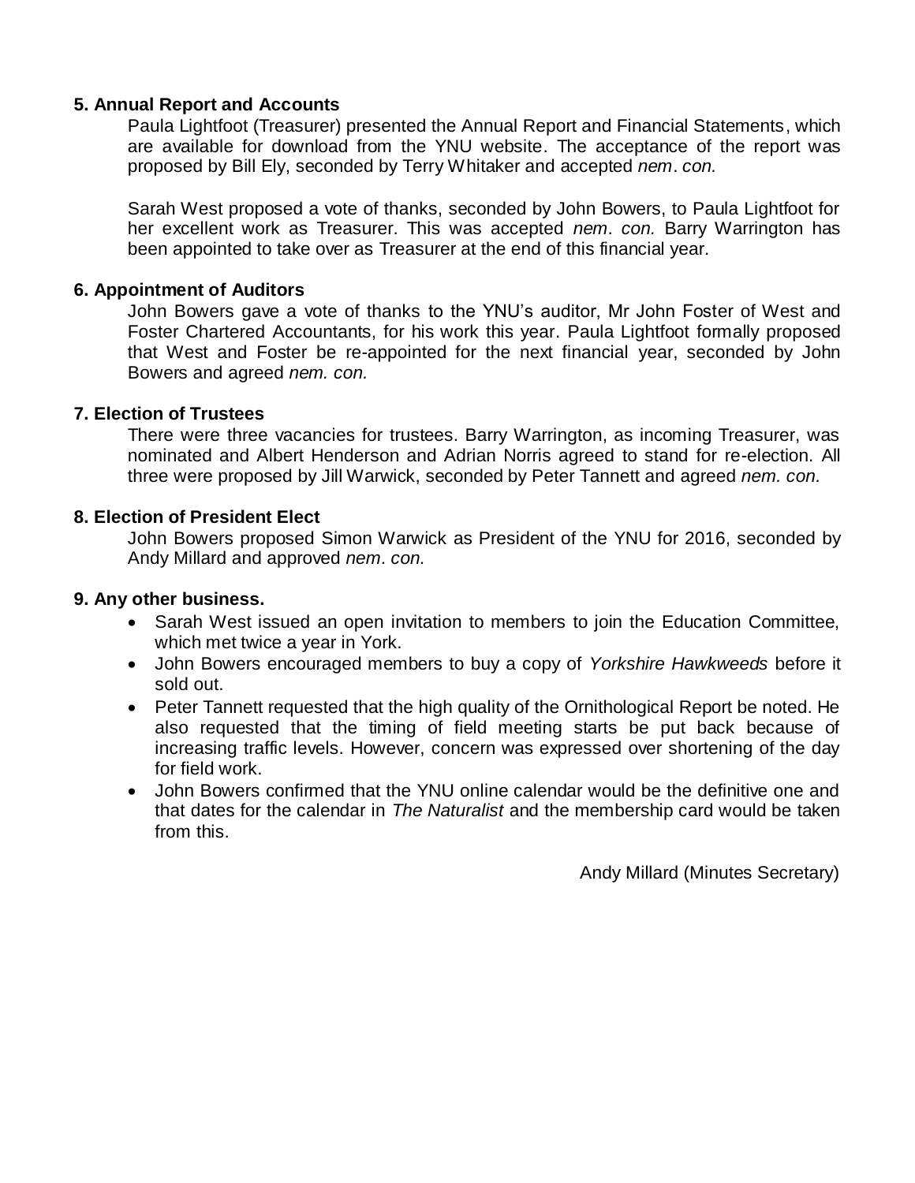### 5. Annual Report and Accounts

Paula Lightfoot (Treasurer) presented the Annual Report and Financial Statements, which are available for download from the YNU website. The acceptance of the report was proposed by Bill Ely, seconded by Terry Whitaker and accepted *nem. con.*

Sarah West proposed a vote of thanks, seconded by John Bowers, to Paula Lightfoot for her excellent work as Treasurer. This was accepted *nem. con.* Barry Warrington has been appointed to take over as Treasurer at the end of this financial year.

### 6. Appointment of Auditors

John Bowers gave a vote of thanks to the YNU's auditor, Mr John Foster of West and Foster Chartered Accountants, for his work this year. Paula Lightfoot formally proposed that West and Foster be re-appointed for the next financial year, seconded by John Bowers and agreed *nem. con.*

### 7. Election of Trustees

There were three vacancies for trustees. Barry Warrington, as incoming Treasurer, was nominated and Albert Henderson and Adrian Norris agreed to stand for re-election. All three were proposed by Jill Warwick, seconded by Peter Tannett and agreed *nem. con.*

### 8. Election of President Elect

John Bowers proposed Simon Warwick as President of the YNU for 2016, seconded by Andy Millard and approved *nem. con.*

### 9. Any other business.

- Sarah West issued an open invitation to members to join the Education Committee, which met twice a year in York.
- John Bowers encouraged members to buy a copy of *Yorkshire Hawkweeds* before it sold out.
- Peter Tannett requested that the high quality of the Ornithological Report be noted. He also requested that the timing of field meeting starts be put back because of increasing traffic levels. However, concern was expressed over shortening of the day for field work.
- John Bowers confirmed that the YNU online calendar would be the definitive one and that dates for the calendar in *The Naturalist* and the membership card would be taken from this.

Andy Millard (Minutes Secretary)